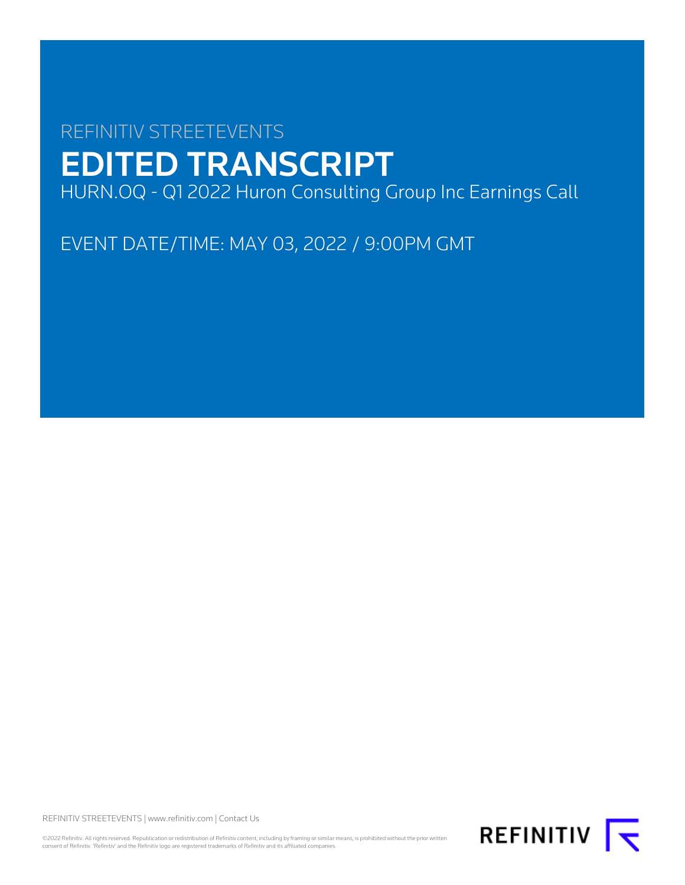REFINITIV STREETEVENTS

# EDITED TRANSCRIPT

HURN.OQ - Q1 2022 Huron Consulting Group Inc Earnings Call

EVENT DATE/TIME: MAY 03, 2022 / 9:00PM GMT

REFINITIV STREETEVENTS | www.refinitiv.com | Contact Us

©2022 Refinitiv. All rights reserved. Republication or redistribution of Refinitiv content, including by framing or similar means, is prohibited without the prior written consent of Refinitiv. 'Refinitiv' and the Refinitiv logo are registered trademarks of Refinitiv and its affiliated companies.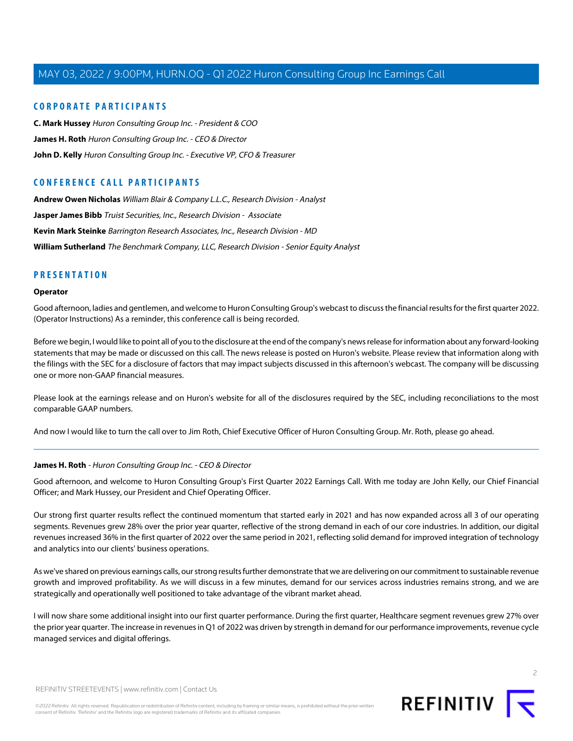## CORPORATE PARTICIPANTS

**C. Mark Hussey** *Huron Consulting Group Inc. - President & COO*

**James H. Roth** *Huron Consulting Group Inc. - CEO & Director*

**John D. Kelly** *Huron Consulting Group Inc. - Executive VP, CFO & Treasurer*

## CONFERENCE CALL PARTICIPANTS

**Andrew Owen Nicholas** *William Blair & Company L.L.C., Research Division - Analyst*

**Jasper James Bibb** *Truist Securities, Inc., Research Division - Associate*

**Kevin Mark Steinke** *Barrington Research Associates, Inc., Research Division - MD*

**William Sutherland** *The Benchmark Company, LLC, Research Division - Senior Equity Analyst*

## PRESENTATION

### Operator

Good afternoon, ladies and gentlemen, and welcome to Huron Consulting Group's webcast to discuss the financial results for the first quarter 2022. (Operator Instructions) As a reminder, this conference call is being recorded.

Before we begin, I would like to point all of you to the disclosure at the end of the company's news release for information about any forward-looking statements that may be made or discussed on this call. The news release is posted on Huron's website. Please review that information along with the filings with the SEC for a disclosure of factors that may impact subjects discussed in this afternoon's webcast. The company will be discussing one or more non-GAAP financial measures.

Please look at the earnings release and on Huron's website for all of the disclosures required by the SEC, including reconciliations to the most comparable GAAP numbers.

And now I would like to turn the call over to Jim Roth, Chief Executive Officer of Huron Consulting Group. Mr. Roth, please go ahead.

---

### James H. Roth - *Huron Consulting Group Inc. - CEO & Director*

Good afternoon, and welcome to Huron Consulting Group's First Quarter 2022 Earnings Call. With me today are John Kelly, our Chief Financial Officer; and Mark Hussey, our President and Chief Operating Officer.

Our strong first quarter results reflect the continued momentum that started early in 2021 and has now expanded across all 3 of our operating segments. Revenues grew 28% over the prior year quarter, reflective of the strong demand in each of our core industries. In addition, our digital revenues increased 36% in the first quarter of 2022 over the same period in 2021, reflecting solid demand for improved integration of technology and analytics into our clients' business operations.

As we've shared on previous earnings calls, our strong results further demonstrate that we are delivering on our commitment to sustainable revenue growth and improved profitability. As we will discuss in a few minutes, demand for our services across industries remains strong, and we are strategically and operationally well positioned to take advantage of the vibrant market ahead.

I will now share some additional insight into our first quarter performance. During the first quarter, Healthcare segment revenues grew 27% over the prior year quarter. The increase in revenues in Q1 of 2022 was driven by strength in demand for our performance improvements, revenue cycle managed services and digital offerings.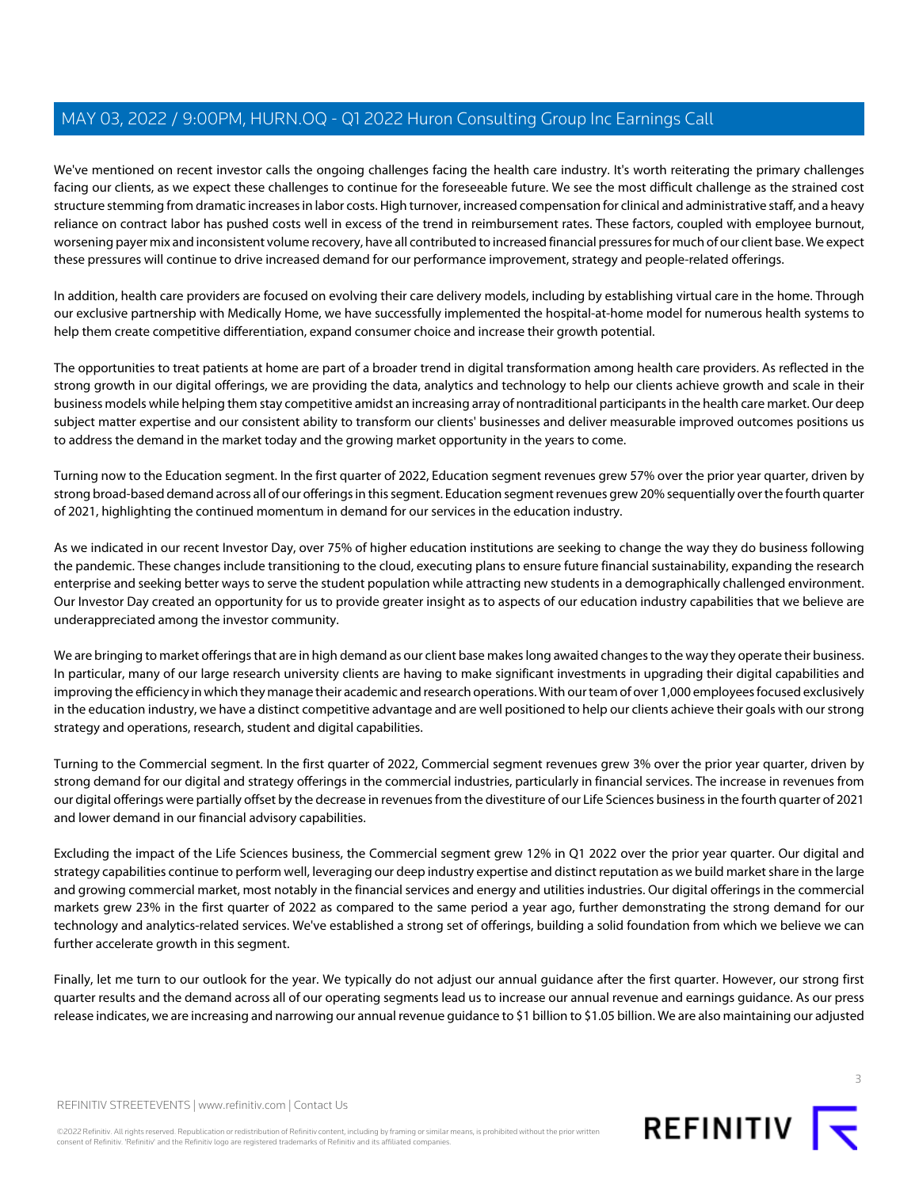We've mentioned on recent investor calls the ongoing challenges facing the health care industry. It's worth reiterating the primary challenges facing our clients, as we expect these challenges to continue for the foreseeable future. We see the most difficult challenge as the strained cost structure stemming from dramatic increases in labor costs. High turnover, increased compensation for clinical and administrative staff, and a heavy reliance on contract labor has pushed costs well in excess of the trend in reimbursement rates. These factors, coupled with employee burnout, worsening payer mix and inconsistent volume recovery, have all contributed to increased financial pressures for much of our client base. We expect these pressures will continue to drive increased demand for our performance improvement, strategy and people-related offerings.

In addition, health care providers are focused on evolving their care delivery models, including by establishing virtual care in the home. Through our exclusive partnership with Medically Home, we have successfully implemented the hospital-at-home model for numerous health systems to help them create competitive differentiation, expand consumer choice and increase their growth potential.

The opportunities to treat patients at home are part of a broader trend in digital transformation among health care providers. As reflected in the strong growth in our digital offerings, we are providing the data, analytics and technology to help our clients achieve growth and scale in their business models while helping them stay competitive amidst an increasing array of nontraditional participants in the health care market. Our deep subject matter expertise and our consistent ability to transform our clients' businesses and deliver measurable improved outcomes positions us to address the demand in the market today and the growing market opportunity in the years to come.

Turning now to the Education segment. In the first quarter of 2022, Education segment revenues grew 57% over the prior year quarter, driven by strong broad-based demand across all of our offerings in this segment. Education segment revenues grew 20% sequentially over the fourth quarter of 2021, highlighting the continued momentum in demand for our services in the education industry.

As we indicated in our recent Investor Day, over 75% of higher education institutions are seeking to change the way they do business following the pandemic. These changes include transitioning to the cloud, executing plans to ensure future financial sustainability, expanding the research enterprise and seeking better ways to serve the student population while attracting new students in a demographically challenged environment. Our Investor Day created an opportunity for us to provide greater insight as to aspects of our education industry capabilities that we believe are underappreciated among the investor community.

We are bringing to market offerings that are in high demand as our client base makes long awaited changes to the way they operate their business. In particular, many of our large research university clients are having to make significant investments in upgrading their digital capabilities and improving the efficiency in which they manage their academic and research operations. With our team of over 1,000 employees focused exclusively in the education industry, we have a distinct competitive advantage and are well positioned to help our clients achieve their goals with our strong strategy and operations, research, student and digital capabilities.

Turning to the Commercial segment. In the first quarter of 2022, Commercial segment revenues grew 3% over the prior year quarter, driven by strong demand for our digital and strategy offerings in the commercial industries, particularly in financial services. The increase in revenues from our digital offerings were partially offset by the decrease in revenues from the divestiture of our Life Sciences business in the fourth quarter of 2021 and lower demand in our financial advisory capabilities.

Excluding the impact of the Life Sciences business, the Commercial segment grew 12% in Q1 2022 over the prior year quarter. Our digital and strategy capabilities continue to perform well, leveraging our deep industry expertise and distinct reputation as we build market share in the large and growing commercial market, most notably in the financial services and energy and utilities industries. Our digital offerings in the commercial markets grew 23% in the first quarter of 2022 as compared to the same period a year ago, further demonstrating the strong demand for our technology and analytics-related services. We've established a strong set of offerings, building a solid foundation from which we believe we can further accelerate growth in this segment.

Finally, let me turn to our outlook for the year. We typically do not adjust our annual guidance after the first quarter. However, our strong first quarter results and the demand across all of our operating segments lead us to increase our annual revenue and earnings guidance. As our press release indicates, we are increasing and narrowing our annual revenue guidance to $1 billion to $1.05 billion. We are also maintaining our adjusted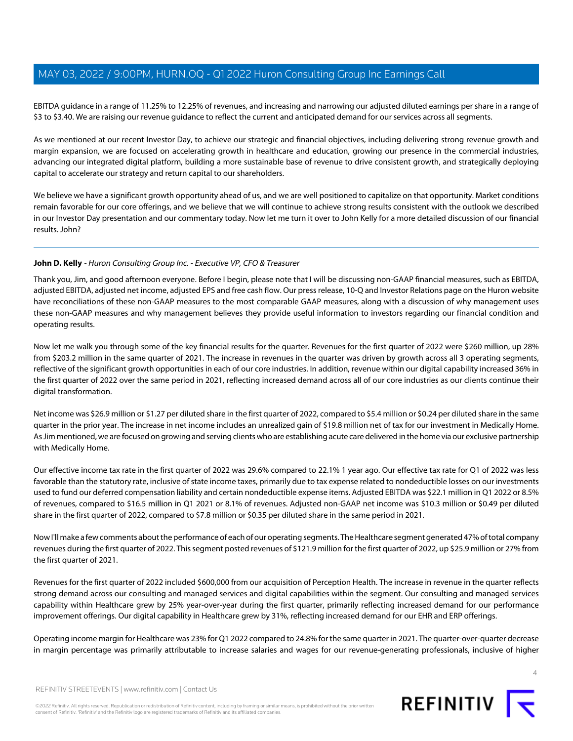EBITDA guidance in a range of 11.25% to 12.25% of revenues, and increasing and narrowing our adjusted diluted earnings per share in a range of $3 to $3.40. We are raising our revenue guidance to reflect the current and anticipated demand for our services across all segments.

As we mentioned at our recent Investor Day, to achieve our strategic and financial objectives, including delivering strong revenue growth and margin expansion, we are focused on accelerating growth in healthcare and education, growing our presence in the commercial industries, advancing our integrated digital platform, building a more sustainable base of revenue to drive consistent growth, and strategically deploying capital to accelerate our strategy and return capital to our shareholders.

We believe we have a significant growth opportunity ahead of us, and we are well positioned to capitalize on that opportunity. Market conditions remain favorable for our core offerings, and we believe that we will continue to achieve strong results consistent with the outlook we described in our Investor Day presentation and our commentary today. Now let me turn it over to John Kelly for a more detailed discussion of our financial results. John?

---

**John D. Kelly** - *Huron Consulting Group Inc. - Executive VP, CFO & Treasurer*

Thank you, Jim, and good afternoon everyone. Before I begin, please note that I will be discussing non-GAAP financial measures, such as EBITDA, adjusted EBITDA, adjusted net income, adjusted EPS and free cash flow. Our press release, 10-Q and Investor Relations page on the Huron website have reconciliations of these non-GAAP measures to the most comparable GAAP measures, along with a discussion of why management uses these non-GAAP measures and why management believes they provide useful information to investors regarding our financial condition and operating results.

Now let me walk you through some of the key financial results for the quarter. Revenues for the first quarter of 2022 were $260 million, up 28% from $203.2 million in the same quarter of 2021. The increase in revenues in the quarter was driven by growth across all 3 operating segments, reflective of the significant growth opportunities in each of our core industries. In addition, revenue within our digital capability increased 36% in the first quarter of 2022 over the same period in 2021, reflecting increased demand across all of our core industries as our clients continue their digital transformation.

Net income was $26.9 million or $1.27 per diluted share in the first quarter of 2022, compared to $5.4 million or $0.24 per diluted share in the same quarter in the prior year. The increase in net income includes an unrealized gain of $19.8 million net of tax for our investment in Medically Home. As Jim mentioned, we are focused on growing and serving clients who are establishing acute care delivered in the home via our exclusive partnership with Medically Home.

Our effective income tax rate in the first quarter of 2022 was 29.6% compared to 22.1% 1 year ago. Our effective tax rate for Q1 of 2022 was less favorable than the statutory rate, inclusive of state income taxes, primarily due to tax expense related to nondeductible losses on our investments used to fund our deferred compensation liability and certain nondeductible expense items. Adjusted EBITDA was $22.1 million in Q1 2022 or 8.5% of revenues, compared to $16.5 million in Q1 2021 or 8.1% of revenues. Adjusted non-GAAP net income was $10.3 million or $0.49 per diluted share in the first quarter of 2022, compared to $7.8 million or $0.35 per diluted share in the same period in 2021.

Now I'll make a few comments about the performance of each of our operating segments. The Healthcare segment generated 47% of total company revenues during the first quarter of 2022. This segment posted revenues of $121.9 million for the first quarter of 2022, up $25.9 million or 27% from the first quarter of 2021.

Revenues for the first quarter of 2022 included $600,000 from our acquisition of Perception Health. The increase in revenue in the quarter reflects strong demand across our consulting and managed services and digital capabilities within the segment. Our consulting and managed services capability within Healthcare grew by 25% year-over-year during the first quarter, primarily reflecting increased demand for our performance improvement offerings. Our digital capability in Healthcare grew by 31%, reflecting increased demand for our EHR and ERP offerings.

Operating income margin for Healthcare was 23% for Q1 2022 compared to 24.8% for the same quarter in 2021. The quarter-over-quarter decrease in margin percentage was primarily attributable to increase salaries and wages for our revenue-generating professionals, inclusive of higher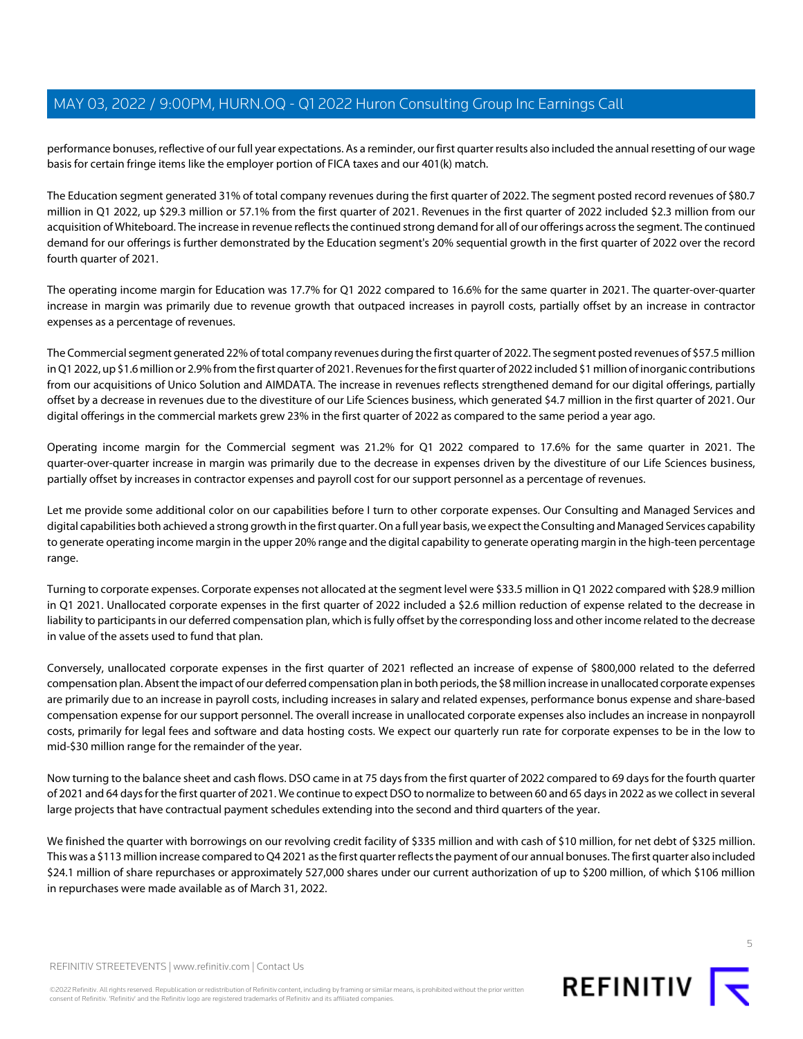performance bonuses, reflective of our full year expectations. As a reminder, our first quarter results also included the annual resetting of our wage basis for certain fringe items like the employer portion of FICA taxes and our 401(k) match.

The Education segment generated 31% of total company revenues during the first quarter of 2022. The segment posted record revenues of $80.7 million in Q1 2022, up $29.3 million or 57.1% from the first quarter of 2021. Revenues in the first quarter of 2022 included $2.3 million from our acquisition of Whiteboard. The increase in revenue reflects the continued strong demand for all of our offerings across the segment. The continued demand for our offerings is further demonstrated by the Education segment's 20% sequential growth in the first quarter of 2022 over the record fourth quarter of 2021.

The operating income margin for Education was 17.7% for Q1 2022 compared to 16.6% for the same quarter in 2021. The quarter-over-quarter increase in margin was primarily due to revenue growth that outpaced increases in payroll costs, partially offset by an increase in contractor expenses as a percentage of revenues.

The Commercial segment generated 22% of total company revenues during the first quarter of 2022. The segment posted revenues of $57.5 million in Q1 2022, up $1.6 million or 2.9% from the first quarter of 2021. Revenues for the first quarter of 2022 included $1 million of inorganic contributions from our acquisitions of Unico Solution and AIMDATA. The increase in revenues reflects strengthened demand for our digital offerings, partially offset by a decrease in revenues due to the divestiture of our Life Sciences business, which generated $4.7 million in the first quarter of 2021. Our digital offerings in the commercial markets grew 23% in the first quarter of 2022 as compared to the same period a year ago.

Operating income margin for the Commercial segment was 21.2% for Q1 2022 compared to 17.6% for the same quarter in 2021. The quarter-over-quarter increase in margin was primarily due to the decrease in expenses driven by the divestiture of our Life Sciences business, partially offset by increases in contractor expenses and payroll cost for our support personnel as a percentage of revenues.

Let me provide some additional color on our capabilities before I turn to other corporate expenses. Our Consulting and Managed Services and digital capabilities both achieved a strong growth in the first quarter. On a full year basis, we expect the Consulting and Managed Services capability to generate operating income margin in the upper 20% range and the digital capability to generate operating margin in the high-teen percentage range.

Turning to corporate expenses. Corporate expenses not allocated at the segment level were $33.5 million in Q1 2022 compared with $28.9 million in Q1 2021. Unallocated corporate expenses in the first quarter of 2022 included a $2.6 million reduction of expense related to the decrease in liability to participants in our deferred compensation plan, which is fully offset by the corresponding loss and other income related to the decrease in value of the assets used to fund that plan.

Conversely, unallocated corporate expenses in the first quarter of 2021 reflected an increase of expense of $800,000 related to the deferred compensation plan. Absent the impact of our deferred compensation plan in both periods, the $8 million increase in unallocated corporate expenses are primarily due to an increase in payroll costs, including increases in salary and related expenses, performance bonus expense and share-based compensation expense for our support personnel. The overall increase in unallocated corporate expenses also includes an increase in nonpayroll costs, primarily for legal fees and software and data hosting costs. We expect our quarterly run rate for corporate expenses to be in the low to mid-$30 million range for the remainder of the year.

Now turning to the balance sheet and cash flows. DSO came in at 75 days from the first quarter of 2022 compared to 69 days for the fourth quarter of 2021 and 64 days for the first quarter of 2021. We continue to expect DSO to normalize to between 60 and 65 days in 2022 as we collect in several large projects that have contractual payment schedules extending into the second and third quarters of the year.

We finished the quarter with borrowings on our revolving credit facility of $335 million and with cash of $10 million, for net debt of $325 million. This was a $113 million increase compared to Q4 2021 as the first quarter reflects the payment of our annual bonuses. The first quarter also included $24.1 million of share repurchases or approximately 527,000 shares under our current authorization of up to $200 million, of which $106 million in repurchases were made available as of March 31, 2022.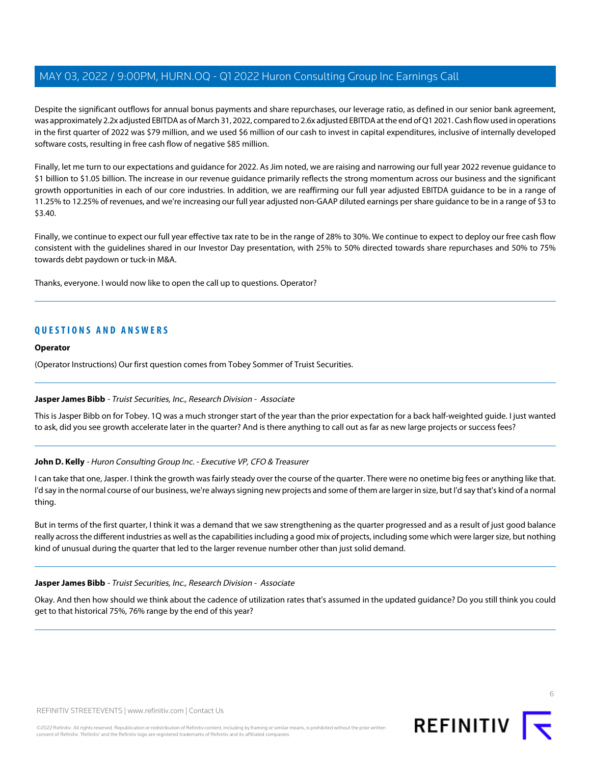Despite the significant outflows for annual bonus payments and share repurchases, our leverage ratio, as defined in our senior bank agreement, was approximately 2.2x adjusted EBITDA as of March 31, 2022, compared to 2.6x adjusted EBITDA at the end of Q1 2021. Cash flow used in operations in the first quarter of 2022 was $79 million, and we used $6 million of our cash to invest in capital expenditures, inclusive of internally developed software costs, resulting in free cash flow of negative $85 million.

Finally, let me turn to our expectations and guidance for 2022. As Jim noted, we are raising and narrowing our full year 2022 revenue guidance to $1 billion to $1.05 billion. The increase in our revenue guidance primarily reflects the strong momentum across our business and the significant growth opportunities in each of our core industries. In addition, we are reaffirming our full year adjusted EBITDA guidance to be in a range of 11.25% to 12.25% of revenues, and we're increasing our full year adjusted non-GAAP diluted earnings per share guidance to be in a range of $3 to $3.40.

Finally, we continue to expect our full year effective tax rate to be in the range of 28% to 30%. We continue to expect to deploy our free cash flow consistent with the guidelines shared in our Investor Day presentation, with 25% to 50% directed towards share repurchases and 50% to 75% towards debt paydown or tuck-in M&A.

Thanks, everyone. I would now like to open the call up to questions. Operator?

## QUESTIONS AND ANSWERS

**Operator**

(Operator Instructions) Our first question comes from Tobey Sommer of Truist Securities.

**Jasper James Bibb** - *Truist Securities, Inc., Research Division - Associate*

This is Jasper Bibb on for Tobey. 1Q was a much stronger start of the year than the prior expectation for a back half-weighted guide. I just wanted to ask, did you see growth accelerate later in the quarter? And is there anything to call out as far as new large projects or success fees?

**John D. Kelly** - *Huron Consulting Group Inc. - Executive VP, CFO & Treasurer*

I can take that one, Jasper. I think the growth was fairly steady over the course of the quarter. There were no onetime big fees or anything like that. I'd say in the normal course of our business, we're always signing new projects and some of them are larger in size, but I'd say that's kind of a normal thing.

But in terms of the first quarter, I think it was a demand that we saw strengthening as the quarter progressed and as a result of just good balance really across the different industries as well as the capabilities including a good mix of projects, including some which were larger size, but nothing kind of unusual during the quarter that led to the larger revenue number other than just solid demand.

**Jasper James Bibb** - *Truist Securities, Inc., Research Division - Associate*

Okay. And then how should we think about the cadence of utilization rates that's assumed in the updated guidance? Do you still think you could get to that historical 75%, 76% range by the end of this year?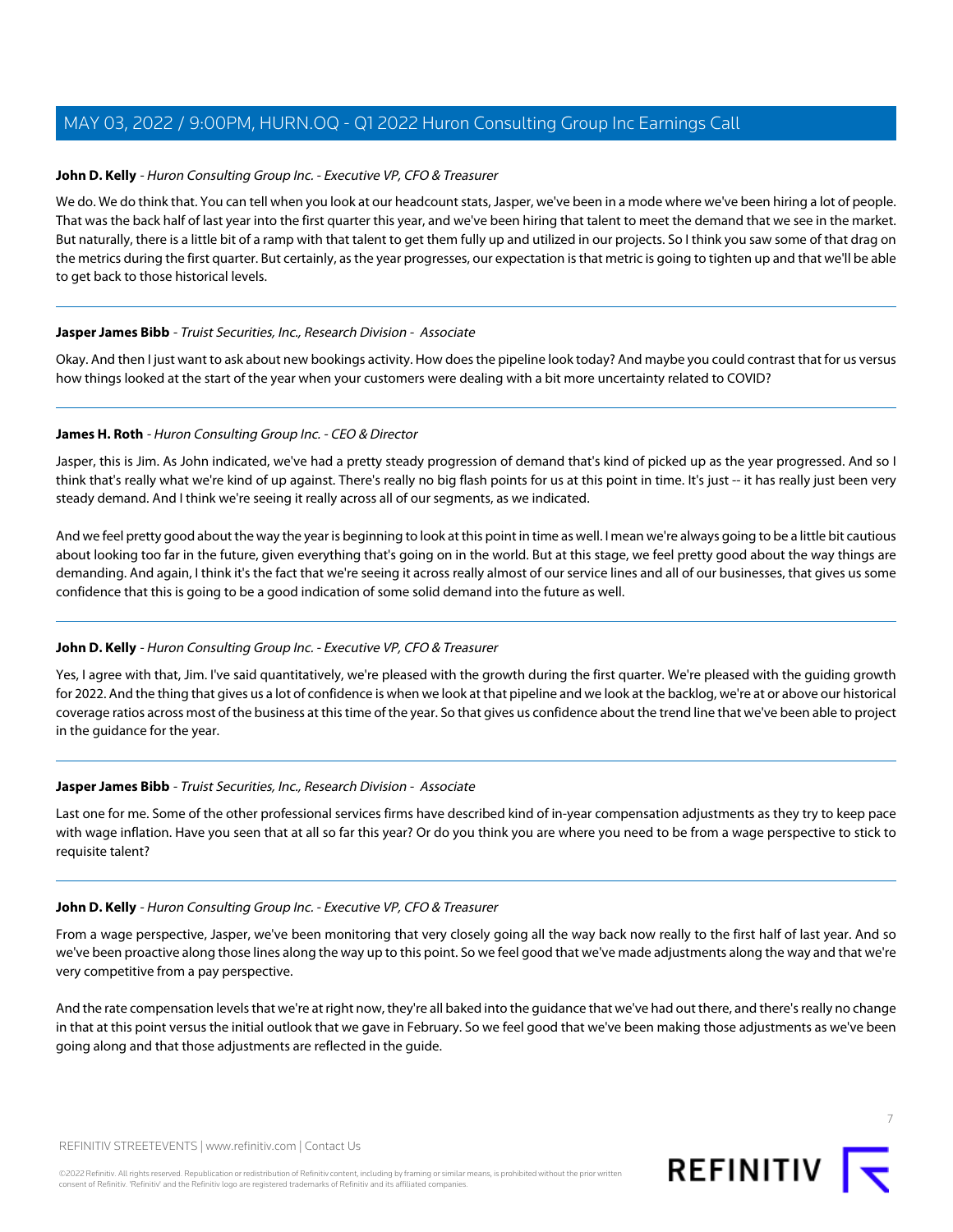**John D. Kelly** - *Huron Consulting Group Inc. - Executive VP, CFO & Treasurer*

We do. We do think that. You can tell when you look at our headcount stats, Jasper, we've been in a mode where we've been hiring a lot of people. That was the back half of last year into the first quarter this year, and we've been hiring that talent to meet the demand that we see in the market. But naturally, there is a little bit of a ramp with that talent to get them fully up and utilized in our projects. So I think you saw some of that drag on the metrics during the first quarter. But certainly, as the year progresses, our expectation is that metric is going to tighten up and that we'll be able to get back to those historical levels.

---

**Jasper James Bibb** - *Truist Securities, Inc., Research Division - Associate*

Okay. And then I just want to ask about new bookings activity. How does the pipeline look today? And maybe you could contrast that for us versus how things looked at the start of the year when your customers were dealing with a bit more uncertainty related to COVID?

---

**James H. Roth** - *Huron Consulting Group Inc. - CEO & Director*

Jasper, this is Jim. As John indicated, we've had a pretty steady progression of demand that's kind of picked up as the year progressed. And so I think that's really what we're kind of up against. There's really no big flash points for us at this point in time. It's just -- it has really just been very steady demand. And I think we're seeing it really across all of our segments, as we indicated.

And we feel pretty good about the way the year is beginning to look at this point in time as well. I mean we're always going to be a little bit cautious about looking too far in the future, given everything that's going on in the world. But at this stage, we feel pretty good about the way things are demanding. And again, I think it's the fact that we're seeing it across really almost of our service lines and all of our businesses, that gives us some confidence that this is going to be a good indication of some solid demand into the future as well.

---

**John D. Kelly** - *Huron Consulting Group Inc. - Executive VP, CFO & Treasurer*

Yes, I agree with that, Jim. I've said quantitatively, we're pleased with the growth during the first quarter. We're pleased with the guiding growth for 2022. And the thing that gives us a lot of confidence is when we look at that pipeline and we look at the backlog, we're at or above our historical coverage ratios across most of the business at this time of the year. So that gives us confidence about the trend line that we've been able to project in the guidance for the year.

---

**Jasper James Bibb** - *Truist Securities, Inc., Research Division - Associate*

Last one for me. Some of the other professional services firms have described kind of in-year compensation adjustments as they try to keep pace with wage inflation. Have you seen that at all so far this year? Or do you think you are where you need to be from a wage perspective to stick to requisite talent?

---

**John D. Kelly** - *Huron Consulting Group Inc. - Executive VP, CFO & Treasurer*

From a wage perspective, Jasper, we've been monitoring that very closely going all the way back now really to the first half of last year. And so we've been proactive along those lines along the way up to this point. So we feel good that we've made adjustments along the way and that we're very competitive from a pay perspective.

And the rate compensation levels that we're at right now, they're all baked into the guidance that we've had out there, and there's really no change in that at this point versus the initial outlook that we gave in February. So we feel good that we've been making those adjustments as we've been going along and that those adjustments are reflected in the guide.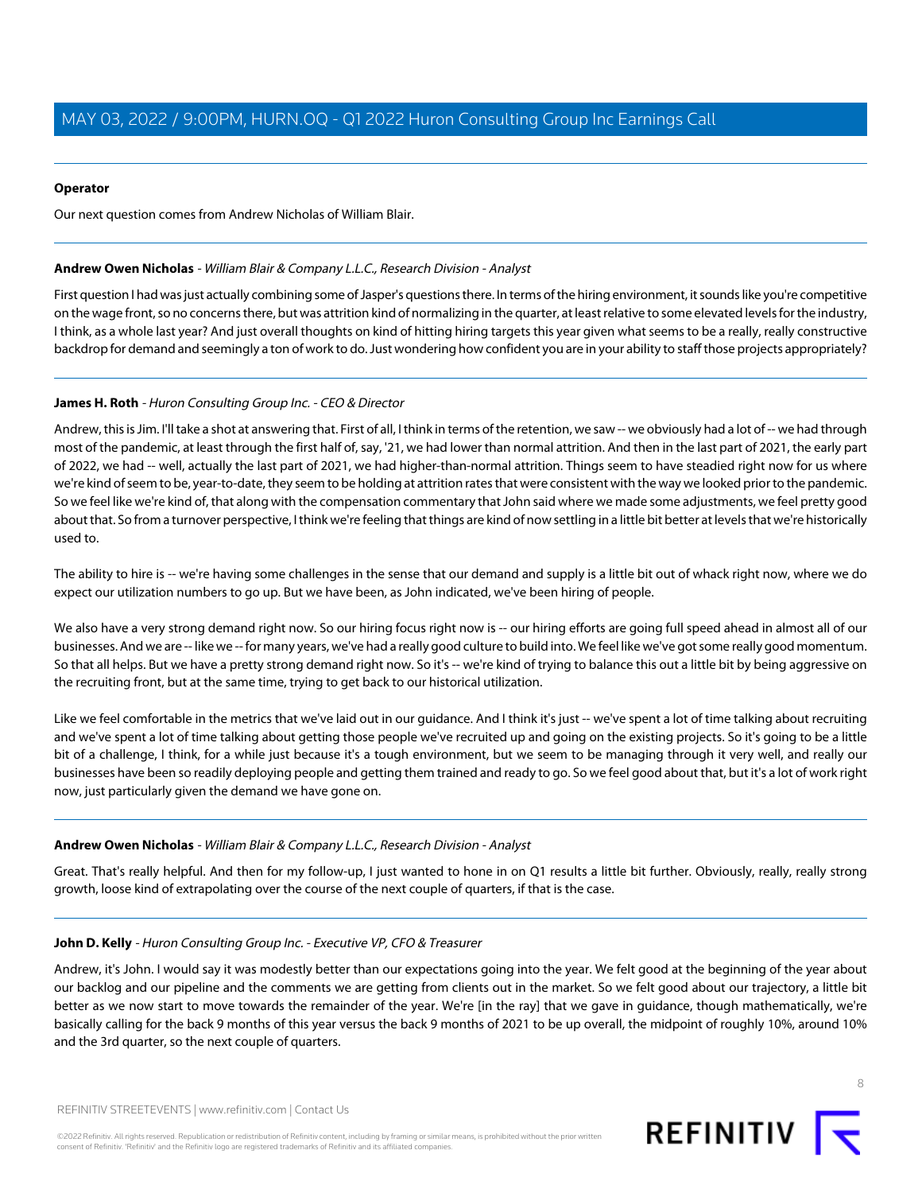**Operator**

Our next question comes from Andrew Nicholas of William Blair.

**Andrew Owen Nicholas** - *William Blair & Company L.L.C., Research Division - Analyst*

First question I had was just actually combining some of Jasper's questions there. In terms of the hiring environment, it sounds like you're competitive on the wage front, so no concerns there, but was attrition kind of normalizing in the quarter, at least relative to some elevated levels for the industry, I think, as a whole last year? And just overall thoughts on kind of hitting hiring targets this year given what seems to be a really, really constructive backdrop for demand and seemingly a ton of work to do. Just wondering how confident you are in your ability to staff those projects appropriately?

**James H. Roth** - *Huron Consulting Group Inc. - CEO & Director*

Andrew, this is Jim. I'll take a shot at answering that. First of all, I think in terms of the retention, we saw -- we obviously had a lot of -- we had through most of the pandemic, at least through the first half of, say, '21, we had lower than normal attrition. And then in the last part of 2021, the early part of 2022, we had -- well, actually the last part of 2021, we had higher-than-normal attrition. Things seem to have steadied right now for us where we're kind of seem to be, year-to-date, they seem to be holding at attrition rates that were consistent with the way we looked prior to the pandemic. So we feel like we're kind of, that along with the compensation commentary that John said where we made some adjustments, we feel pretty good about that. So from a turnover perspective, I think we're feeling that things are kind of now settling in a little bit better at levels that we're historically used to.

The ability to hire is -- we're having some challenges in the sense that our demand and supply is a little bit out of whack right now, where we do expect our utilization numbers to go up. But we have been, as John indicated, we've been hiring of people.

We also have a very strong demand right now. So our hiring focus right now is -- our hiring efforts are going full speed ahead in almost all of our businesses. And we are -- like we -- for many years, we've had a really good culture to build into. We feel like we've got some really good momentum. So that all helps. But we have a pretty strong demand right now. So it's -- we're kind of trying to balance this out a little bit by being aggressive on the recruiting front, but at the same time, trying to get back to our historical utilization.

Like we feel comfortable in the metrics that we've laid out in our guidance. And I think it's just -- we've spent a lot of time talking about recruiting and we've spent a lot of time talking about getting those people we've recruited up and going on the existing projects. So it's going to be a little bit of a challenge, I think, for a while just because it's a tough environment, but we seem to be managing through it very well, and really our businesses have been so readily deploying people and getting them trained and ready to go. So we feel good about that, but it's a lot of work right now, just particularly given the demand we have gone on.

**Andrew Owen Nicholas** - *William Blair & Company L.L.C., Research Division - Analyst*

Great. That's really helpful. And then for my follow-up, I just wanted to hone in on Q1 results a little bit further. Obviously, really, really strong growth, loose kind of extrapolating over the course of the next couple of quarters, if that is the case.

**John D. Kelly** - *Huron Consulting Group Inc. - Executive VP, CFO & Treasurer*

Andrew, it's John. I would say it was modestly better than our expectations going into the year. We felt good at the beginning of the year about our backlog and our pipeline and the comments we are getting from clients out in the market. So we felt good about our trajectory, a little bit better as we now start to move towards the remainder of the year. We're [in the ray] that we gave in guidance, though mathematically, we're basically calling for the back 9 months of this year versus the back 9 months of 2021 to be up overall, the midpoint of roughly 10%, around 10% and the 3rd quarter, so the next couple of quarters.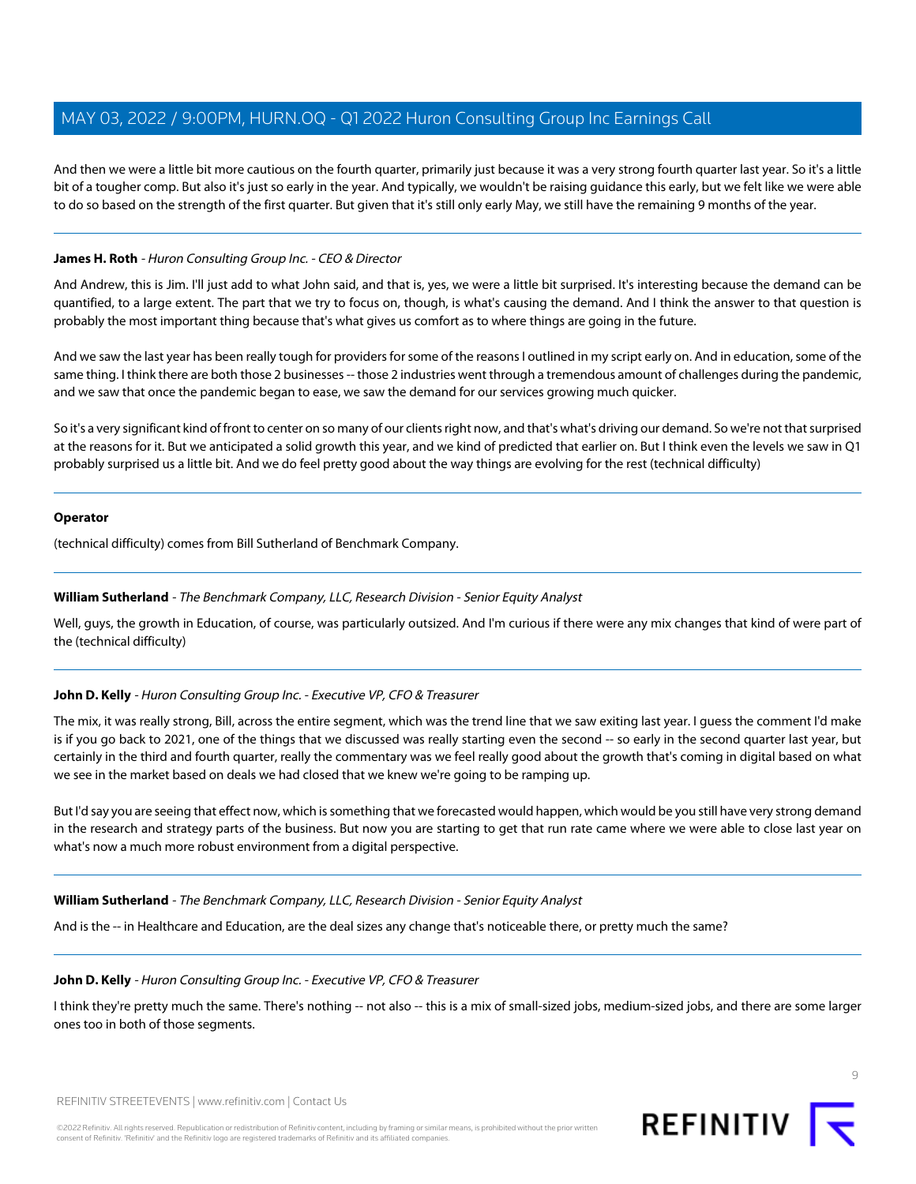And then we were a little bit more cautious on the fourth quarter, primarily just because it was a very strong fourth quarter last year. So it's a little bit of a tougher comp. But also it's just so early in the year. And typically, we wouldn't be raising guidance this early, but we felt like we were able to do so based on the strength of the first quarter. But given that it's still only early May, we still have the remaining 9 months of the year.

---

**James H. Roth** - *Huron Consulting Group Inc. - CEO & Director*

And Andrew, this is Jim. I'll just add to what John said, and that is, yes, we were a little bit surprised. It's interesting because the demand can be quantified, to a large extent. The part that we try to focus on, though, is what's causing the demand. And I think the answer to that question is probably the most important thing because that's what gives us comfort as to where things are going in the future.

And we saw the last year has been really tough for providers for some of the reasons I outlined in my script early on. And in education, some of the same thing. I think there are both those 2 businesses -- those 2 industries went through a tremendous amount of challenges during the pandemic, and we saw that once the pandemic began to ease, we saw the demand for our services growing much quicker.

So it's a very significant kind of front to center on so many of our clients right now, and that's what's driving our demand. So we're not that surprised at the reasons for it. But we anticipated a solid growth this year, and we kind of predicted that earlier on. But I think even the levels we saw in Q1 probably surprised us a little bit. And we do feel pretty good about the way things are evolving for the rest (technical difficulty)

---

**Operator**

(technical difficulty) comes from Bill Sutherland of Benchmark Company.

---

**William Sutherland** - *The Benchmark Company, LLC, Research Division - Senior Equity Analyst*

Well, guys, the growth in Education, of course, was particularly outsized. And I'm curious if there were any mix changes that kind of were part of the (technical difficulty)

---

**John D. Kelly** - *Huron Consulting Group Inc. - Executive VP, CFO & Treasurer*

The mix, it was really strong, Bill, across the entire segment, which was the trend line that we saw exiting last year. I guess the comment I'd make is if you go back to 2021, one of the things that we discussed was really starting even the second -- so early in the second quarter last year, but certainly in the third and fourth quarter, really the commentary was we feel really good about the growth that's coming in digital based on what we see in the market based on deals we had closed that we knew we're going to be ramping up.

But I'd say you are seeing that effect now, which is something that we forecasted would happen, which would be you still have very strong demand in the research and strategy parts of the business. But now you are starting to get that run rate came where we were able to close last year on what's now a much more robust environment from a digital perspective.

---

**William Sutherland** - *The Benchmark Company, LLC, Research Division - Senior Equity Analyst*

And is the -- in Healthcare and Education, are the deal sizes any change that's noticeable there, or pretty much the same?

---

**John D. Kelly** - *Huron Consulting Group Inc. - Executive VP, CFO & Treasurer*

I think they're pretty much the same. There's nothing -- not also -- this is a mix of small-sized jobs, medium-sized jobs, and there are some larger ones too in both of those segments.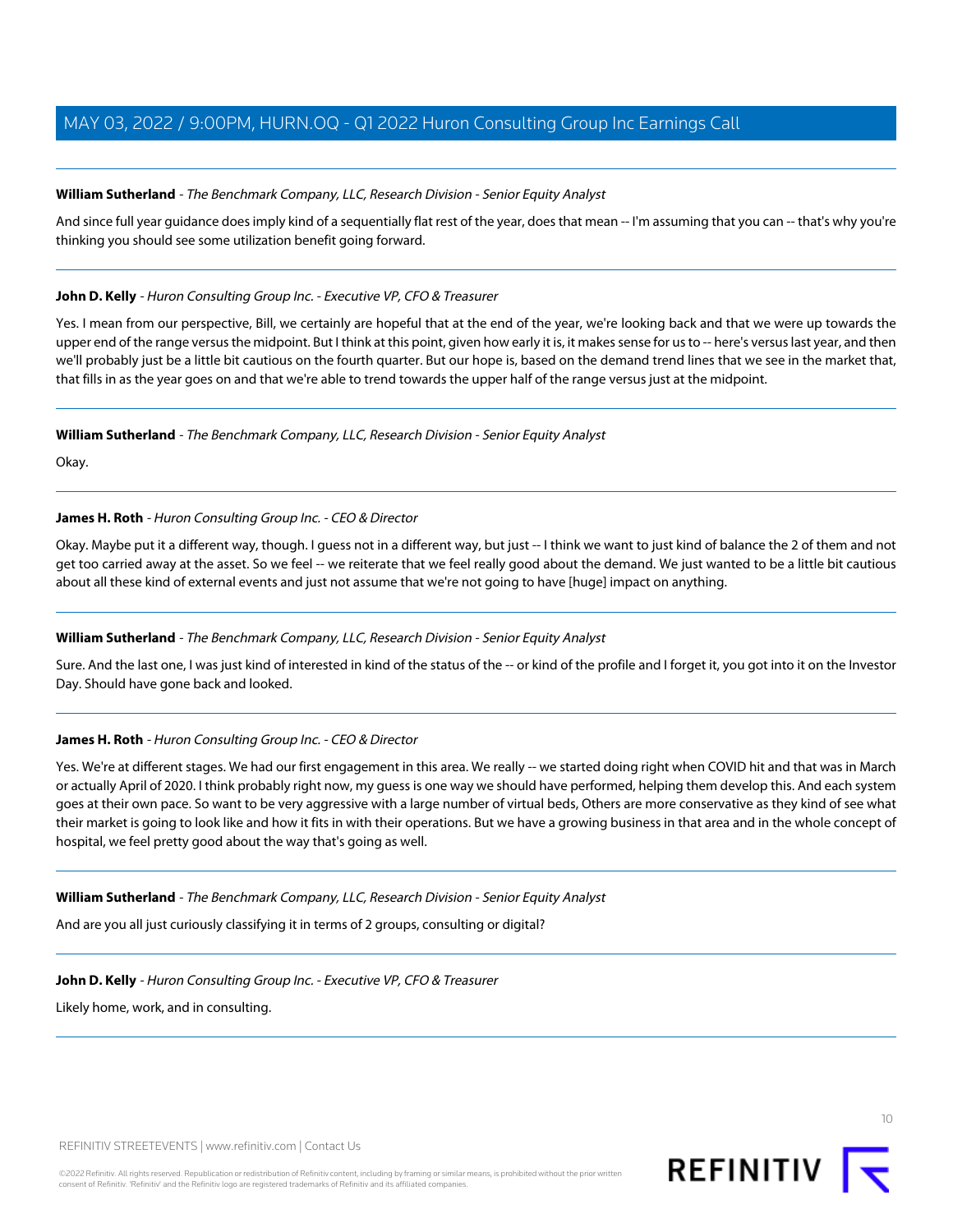**William Sutherland** - *The Benchmark Company, LLC, Research Division - Senior Equity Analyst*

And since full year guidance does imply kind of a sequentially flat rest of the year, does that mean -- I'm assuming that you can -- that's why you're thinking you should see some utilization benefit going forward.

---

**John D. Kelly** - *Huron Consulting Group Inc. - Executive VP, CFO & Treasurer*

Yes. I mean from our perspective, Bill, we certainly are hopeful that at the end of the year, we're looking back and that we were up towards the upper end of the range versus the midpoint. But I think at this point, given how early it is, it makes sense for us to -- here's versus last year, and then we'll probably just be a little bit cautious on the fourth quarter. But our hope is, based on the demand trend lines that we see in the market that, that fills in as the year goes on and that we're able to trend towards the upper half of the range versus just at the midpoint.

---

**William Sutherland** - *The Benchmark Company, LLC, Research Division - Senior Equity Analyst*

Okay.

---

**James H. Roth** - *Huron Consulting Group Inc. - CEO & Director*

Okay. Maybe put it a different way, though. I guess not in a different way, but just -- I think we want to just kind of balance the 2 of them and not get too carried away at the asset. So we feel -- we reiterate that we feel really good about the demand. We just wanted to be a little bit cautious about all these kind of external events and just not assume that we're not going to have [huge] impact on anything.

---

**William Sutherland** - *The Benchmark Company, LLC, Research Division - Senior Equity Analyst*

Sure. And the last one, I was just kind of interested in kind of the status of the -- or kind of the profile and I forget it, you got into it on the Investor Day. Should have gone back and looked.

---

**James H. Roth** - *Huron Consulting Group Inc. - CEO & Director*

Yes. We're at different stages. We had our first engagement in this area. We really -- we started doing right when COVID hit and that was in March or actually April of 2020. I think probably right now, my guess is one way we should have performed, helping them develop this. And each system goes at their own pace. So want to be very aggressive with a large number of virtual beds, Others are more conservative as they kind of see what their market is going to look like and how it fits in with their operations. But we have a growing business in that area and in the whole concept of hospital, we feel pretty good about the way that's going as well.

---

**William Sutherland** - *The Benchmark Company, LLC, Research Division - Senior Equity Analyst*

And are you all just curiously classifying it in terms of 2 groups, consulting or digital?

---

**John D. Kelly** - *Huron Consulting Group Inc. - Executive VP, CFO & Treasurer*

Likely home, work, and in consulting.

---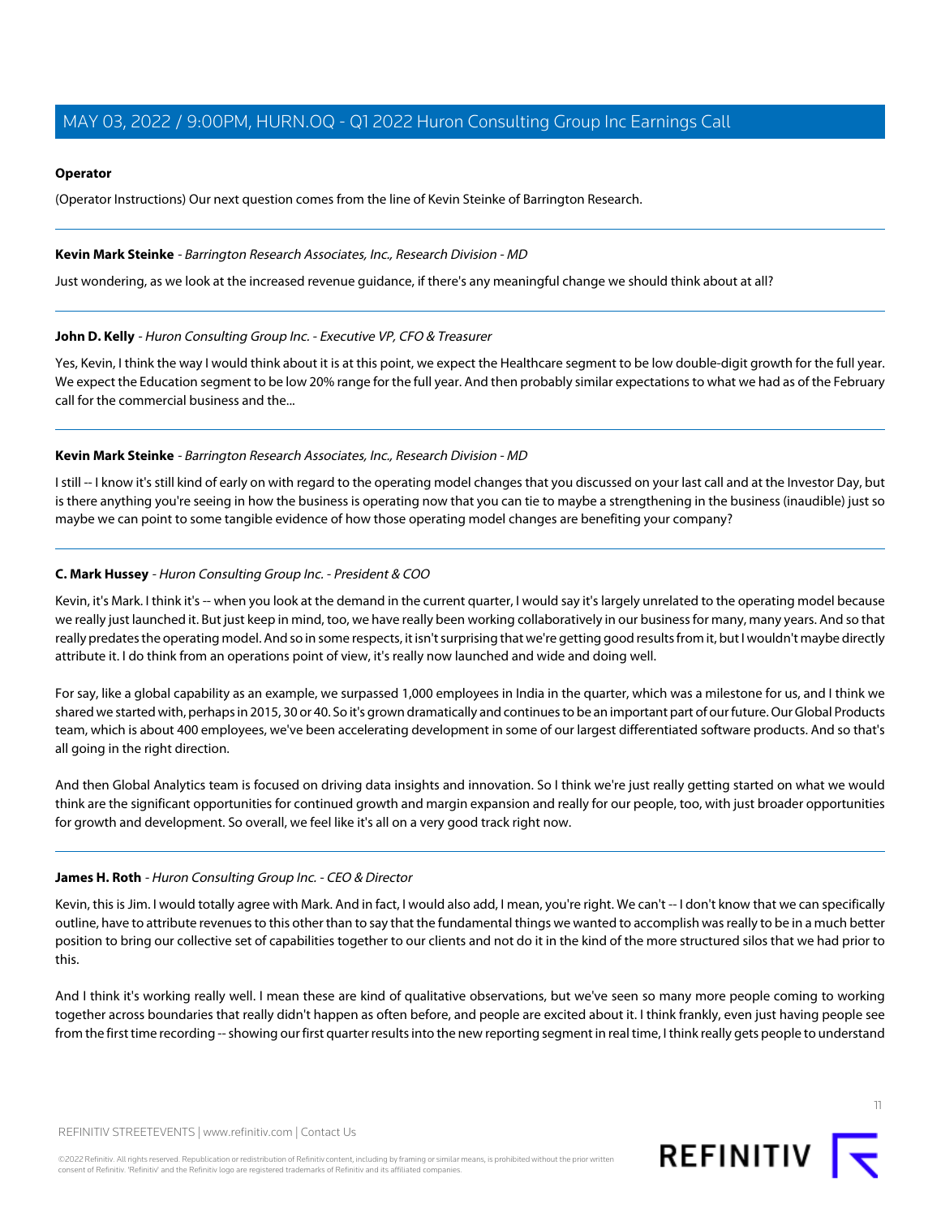**Operator**

(Operator Instructions) Our next question comes from the line of Kevin Steinke of Barrington Research.

---

**Kevin Mark Steinke** - *Barrington Research Associates, Inc., Research Division - MD*

Just wondering, as we look at the increased revenue guidance, if there's any meaningful change we should think about at all?

---

**John D. Kelly** - *Huron Consulting Group Inc. - Executive VP, CFO & Treasurer*

Yes, Kevin, I think the way I would think about it is at this point, we expect the Healthcare segment to be low double-digit growth for the full year. We expect the Education segment to be low 20% range for the full year. And then probably similar expectations to what we had as of the February call for the commercial business and the...

---

**Kevin Mark Steinke** - *Barrington Research Associates, Inc., Research Division - MD*

I still -- I know it's still kind of early on with regard to the operating model changes that you discussed on your last call and at the Investor Day, but is there anything you're seeing in how the business is operating now that you can tie to maybe a strengthening in the business (inaudible) just so maybe we can point to some tangible evidence of how those operating model changes are benefiting your company?

---

**C. Mark Hussey** - *Huron Consulting Group Inc. - President & COO*

Kevin, it's Mark. I think it's -- when you look at the demand in the current quarter, I would say it's largely unrelated to the operating model because we really just launched it. But just keep in mind, too, we have really been working collaboratively in our business for many, many years. And so that really predates the operating model. And so in some respects, it isn't surprising that we're getting good results from it, but I wouldn't maybe directly attribute it. I do think from an operations point of view, it's really now launched and wide and doing well.

For say, like a global capability as an example, we surpassed 1,000 employees in India in the quarter, which was a milestone for us, and I think we shared we started with, perhaps in 2015, 30 or 40. So it's grown dramatically and continues to be an important part of our future. Our Global Products team, which is about 400 employees, we've been accelerating development in some of our largest differentiated software products. And so that's all going in the right direction.

And then Global Analytics team is focused on driving data insights and innovation. So I think we're just really getting started on what we would think are the significant opportunities for continued growth and margin expansion and really for our people, too, with just broader opportunities for growth and development. So overall, we feel like it's all on a very good track right now.

---

**James H. Roth** - *Huron Consulting Group Inc. - CEO & Director*

Kevin, this is Jim. I would totally agree with Mark. And in fact, I would also add, I mean, you're right. We can't -- I don't know that we can specifically outline, have to attribute revenues to this other than to say that the fundamental things we wanted to accomplish was really to be in a much better position to bring our collective set of capabilities together to our clients and not do it in the kind of the more structured silos that we had prior to this.

And I think it's working really well. I mean these are kind of qualitative observations, but we've seen so many more people coming to working together across boundaries that really didn't happen as often before, and people are excited about it. I think frankly, even just having people see from the first time recording -- showing our first quarter results into the new reporting segment in real time, I think really gets people to understand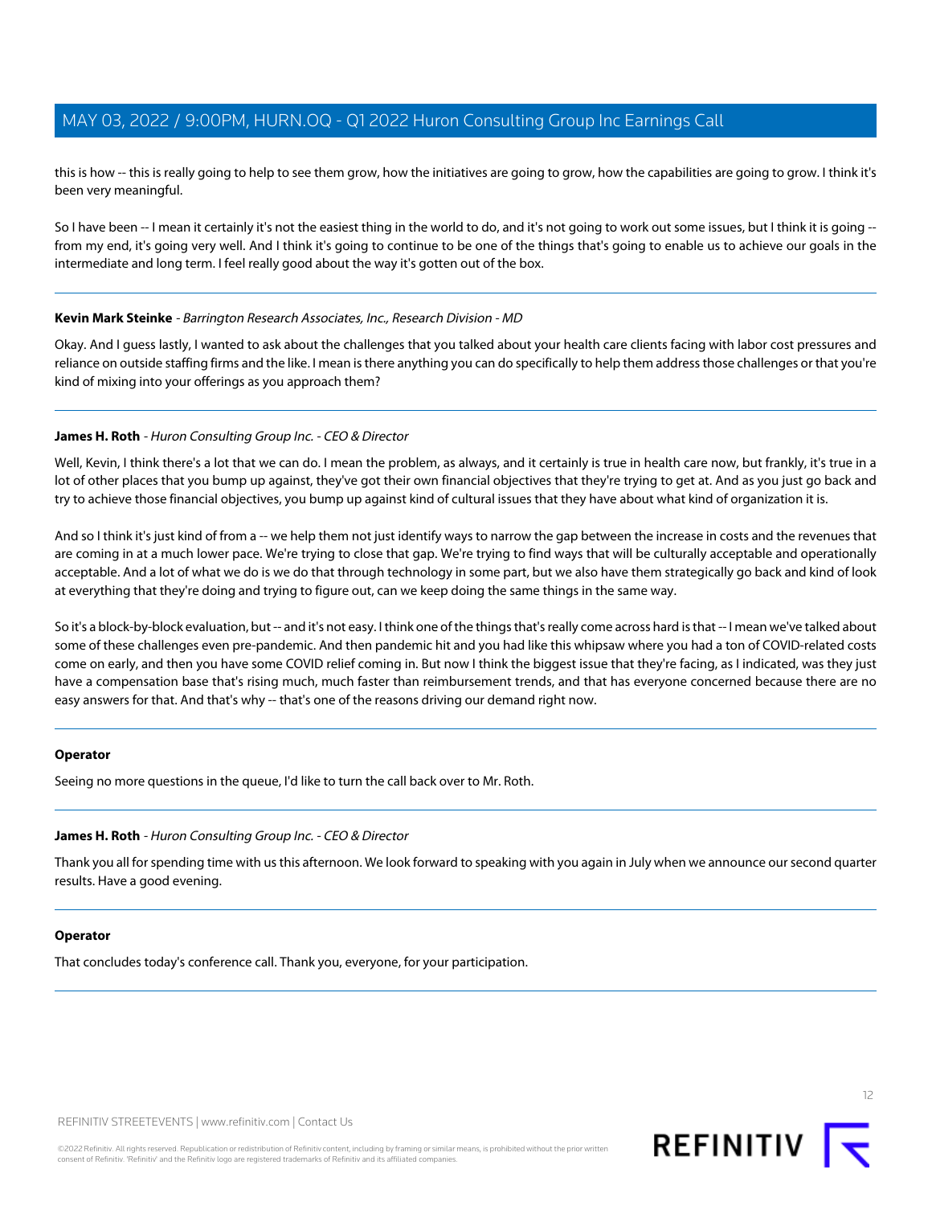this is how -- this is really going to help to see them grow, how the initiatives are going to grow, how the capabilities are going to grow. I think it's been very meaningful.

So I have been -- I mean it certainly it's not the easiest thing in the world to do, and it's not going to work out some issues, but I think it is going -- from my end, it's going very well. And I think it's going to continue to be one of the things that's going to enable us to achieve our goals in the intermediate and long term. I feel really good about the way it's gotten out of the box.

---

**Kevin Mark Steinke** - *Barrington Research Associates, Inc., Research Division - MD*

Okay. And I guess lastly, I wanted to ask about the challenges that you talked about your health care clients facing with labor cost pressures and reliance on outside staffing firms and the like. I mean is there anything you can do specifically to help them address those challenges or that you're kind of mixing into your offerings as you approach them?

---

**James H. Roth** - *Huron Consulting Group Inc. - CEO & Director*

Well, Kevin, I think there's a lot that we can do. I mean the problem, as always, and it certainly is true in health care now, but frankly, it's true in a lot of other places that you bump up against, they've got their own financial objectives that they're trying to get at. And as you just go back and try to achieve those financial objectives, you bump up against kind of cultural issues that they have about what kind of organization it is.

And so I think it's just kind of from a -- we help them not just identify ways to narrow the gap between the increase in costs and the revenues that are coming in at a much lower pace. We're trying to close that gap. We're trying to find ways that will be culturally acceptable and operationally acceptable. And a lot of what we do is we do that through technology in some part, but we also have them strategically go back and kind of look at everything that they're doing and trying to figure out, can we keep doing the same things in the same way.

So it's a block-by-block evaluation, but -- and it's not easy. I think one of the things that's really come across hard is that -- I mean we've talked about some of these challenges even pre-pandemic. And then pandemic hit and you had like this whipsaw where you had a ton of COVID-related costs come on early, and then you have some COVID relief coming in. But now I think the biggest issue that they're facing, as I indicated, was they just have a compensation base that's rising much, much faster than reimbursement trends, and that has everyone concerned because there are no easy answers for that. And that's why -- that's one of the reasons driving our demand right now.

---

**Operator**

Seeing no more questions in the queue, I'd like to turn the call back over to Mr. Roth.

---

**James H. Roth** - *Huron Consulting Group Inc. - CEO & Director*

Thank you all for spending time with us this afternoon. We look forward to speaking with you again in July when we announce our second quarter results. Have a good evening.

---

**Operator**

That concludes today's conference call. Thank you, everyone, for your participation.

---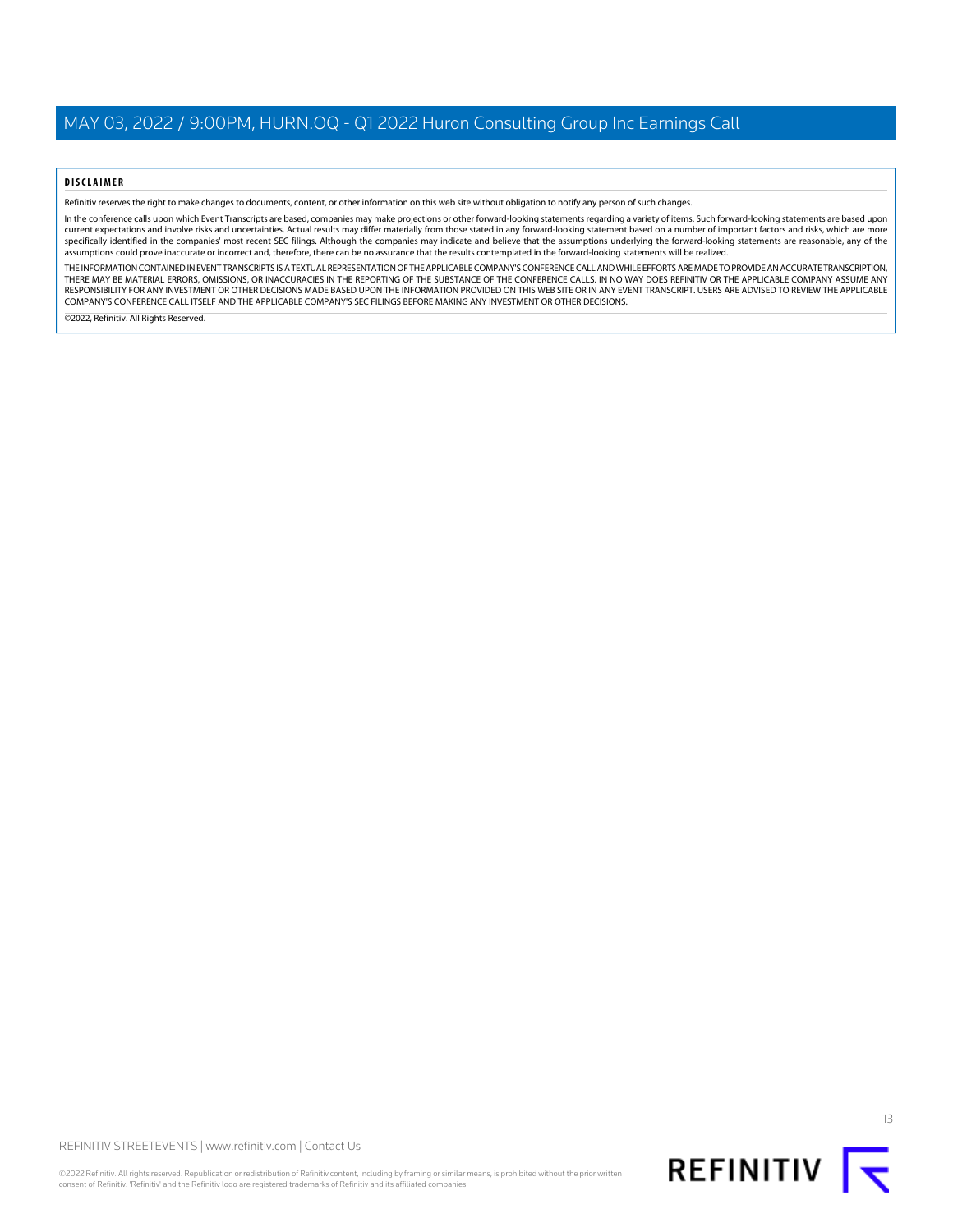## DISCLAIMER

Refinitiv reserves the right to make changes to documents, content, or other information on this web site without obligation to notify any person of such changes.

In the conference calls upon which Event Transcripts are based, companies may make projections or other forward-looking statements regarding a variety of items. Such forward-looking statements are based upon current expectations and involve risks and uncertainties. Actual results may differ materially from those stated in any forward-looking statement based on a number of important factors and risks, which are more specifically identified in the companies' most recent SEC filings. Although the companies may indicate and believe that the assumptions underlying the forward-looking statements are reasonable, any of the assumptions could prove inaccurate or incorrect and, therefore, there can be no assurance that the results contemplated in the forward-looking statements will be realized.

THE INFORMATION CONTAINED IN EVENT TRANSCRIPTS IS A TEXTUAL REPRESENTATION OF THE APPLICABLE COMPANY'S CONFERENCE CALL AND WHILE EFFORTS ARE MADE TO PROVIDE AN ACCURATE TRANSCRIPTION, THERE MAY BE MATERIAL ERRORS, OMISSIONS, OR INACCURACIES IN THE REPORTING OF THE SUBSTANCE OF THE CONFERENCE CALLS. IN NO WAY DOES REFINITIV OR THE APPLICABLE COMPANY ASSUME ANY RESPONSIBILITY FOR ANY INVESTMENT OR OTHER DECISIONS MADE BASED UPON THE INFORMATION PROVIDED ON THIS WEB SITE OR IN ANY EVENT TRANSCRIPT. USERS ARE ADVISED TO REVIEW THE APPLICABLE COMPANY'S CONFERENCE CALL ITSELF AND THE APPLICABLE COMPANY'S SEC FILINGS BEFORE MAKING ANY INVESTMENT OR OTHER DECISIONS.

©2022, Refinitiv. All Rights Reserved.